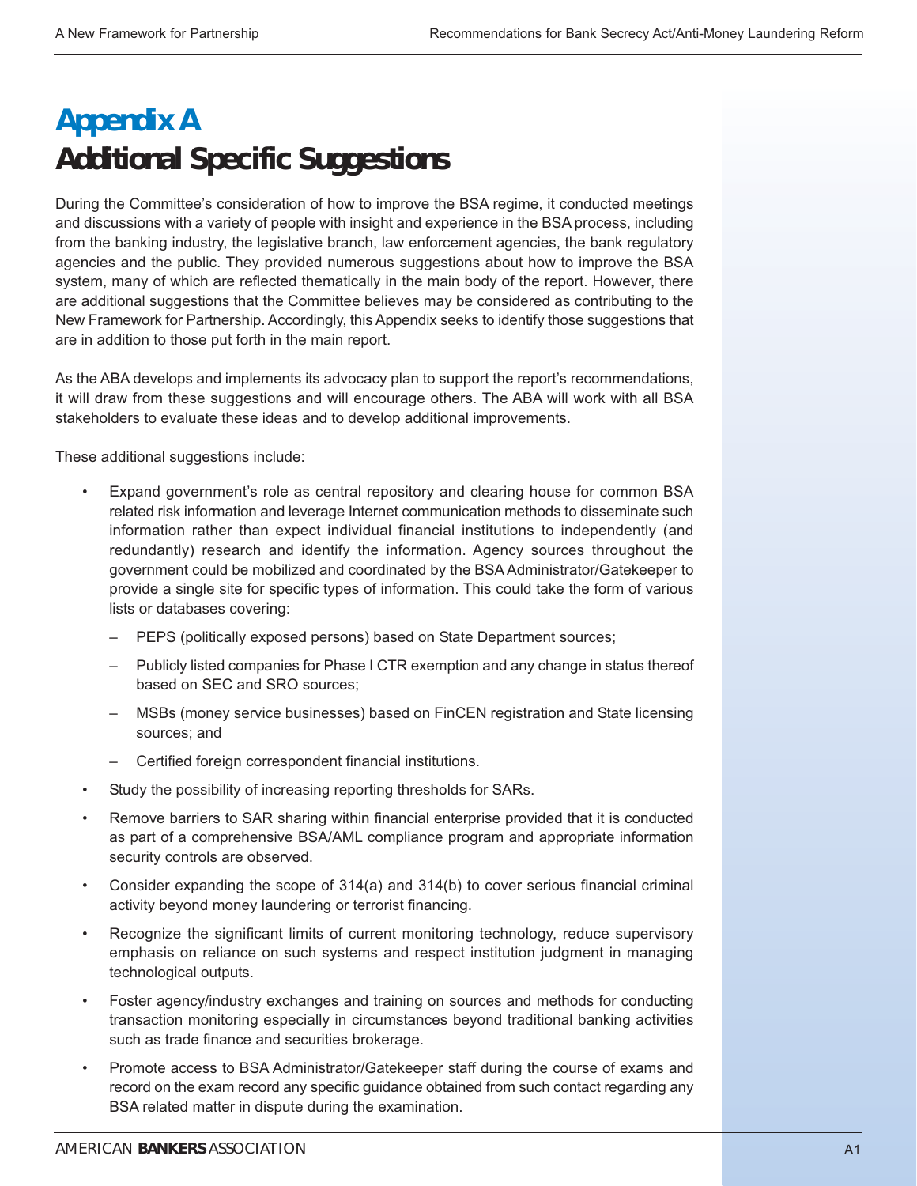# Appendix A
# Additional Specific Suggestions

During the Committee's consideration of how to improve the BSA regime, it conducted meetings and discussions with a variety of people with insight and experience in the BSA process, including from the banking industry, the legislative branch, law enforcement agencies, the bank regulatory agencies and the public. They provided numerous suggestions about how to improve the BSA system, many of which are reflected thematically in the main body of the report. However, there are additional suggestions that the Committee believes may be considered as contributing to the New Framework for Partnership. Accordingly, this Appendix seeks to identify those suggestions that are in addition to those put forth in the main report.

As the ABA develops and implements its advocacy plan to support the report's recommendations, it will draw from these suggestions and will encourage others. The ABA will work with all BSA stakeholders to evaluate these ideas and to develop additional improvements.

These additional suggestions include:

- Expand government's role as central repository and clearing house for common BSA related risk information and leverage Internet communication methods to disseminate such information rather than expect individual financial institutions to independently (and redundantly) research and identify the information. Agency sources throughout the government could be mobilized and coordinated by the BSA Administrator/Gatekeeper to provide a single site for specific types of information. This could take the form of various lists or databases covering:
  - PEPS (politically exposed persons) based on State Department sources;
  - Publicly listed companies for Phase I CTR exemption and any change in status thereof based on SEC and SRO sources;
  - MSBs (money service businesses) based on FinCEN registration and State licensing sources; and
  - Certified foreign correspondent financial institutions.
- Study the possibility of increasing reporting thresholds for SARs.
- Remove barriers to SAR sharing within financial enterprise provided that it is conducted as part of a comprehensive BSA/AML compliance program and appropriate information security controls are observed.
- Consider expanding the scope of 314(a) and 314(b) to cover serious financial criminal activity beyond money laundering or terrorist financing.
- Recognize the significant limits of current monitoring technology, reduce supervisory emphasis on reliance on such systems and respect institution judgment in managing technological outputs.
- Foster agency/industry exchanges and training on sources and methods for conducting transaction monitoring especially in circumstances beyond traditional banking activities such as trade finance and securities brokerage.
- Promote access to BSA Administrator/Gatekeeper staff during the course of exams and record on the exam record any specific guidance obtained from such contact regarding any BSA related matter in dispute during the examination.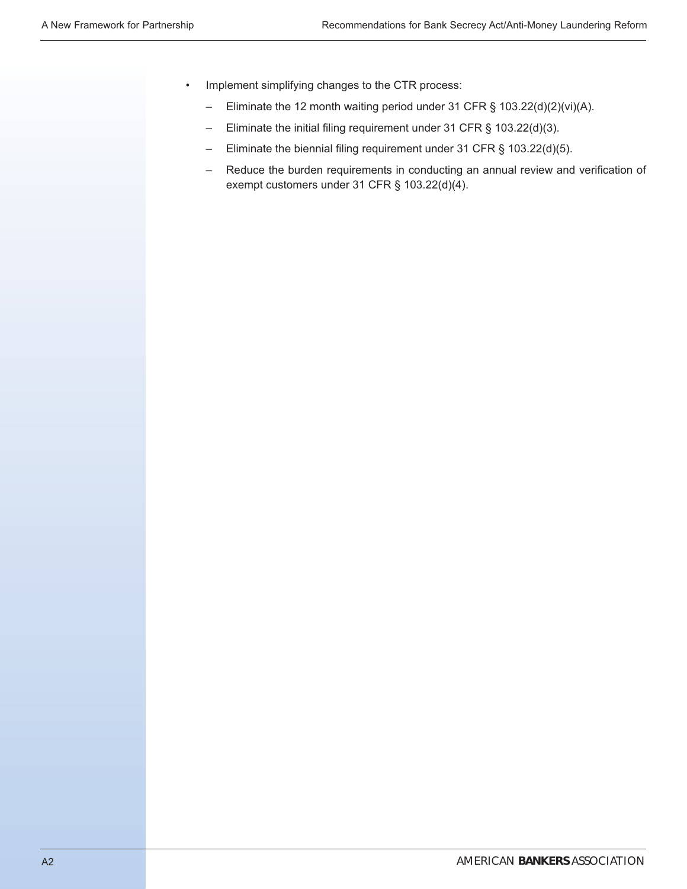- Implement simplifying changes to the CTR process:
  - Eliminate the 12 month waiting period under 31 CFR § 103.22(d)(2)(vi)(A).
  - Eliminate the initial filing requirement under 31 CFR § 103.22(d)(3).
  - Eliminate the biennial filing requirement under 31 CFR § 103.22(d)(5).
  - Reduce the burden requirements in conducting an annual review and verification of exempt customers under 31 CFR § 103.22(d)(4).